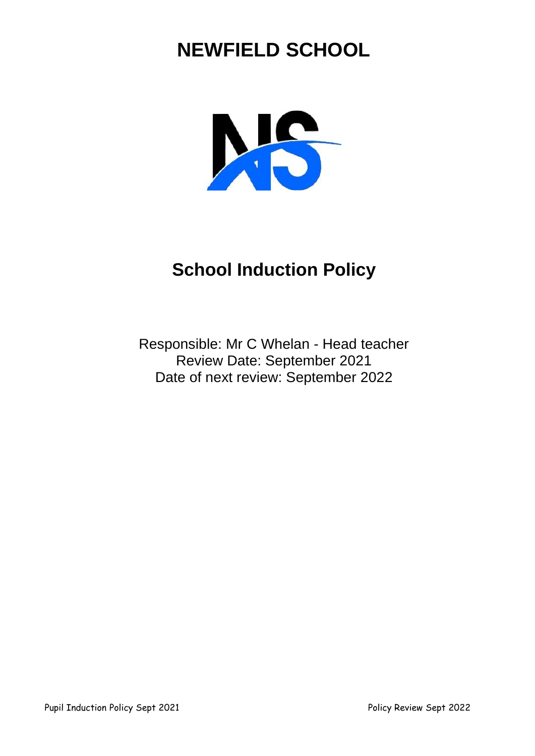# NEWFIELD SCHOOL

## School Induction Policy

Responsible: Mr C Whelan - Head teacher
Review Date: September 2021
Date of next review: September 2022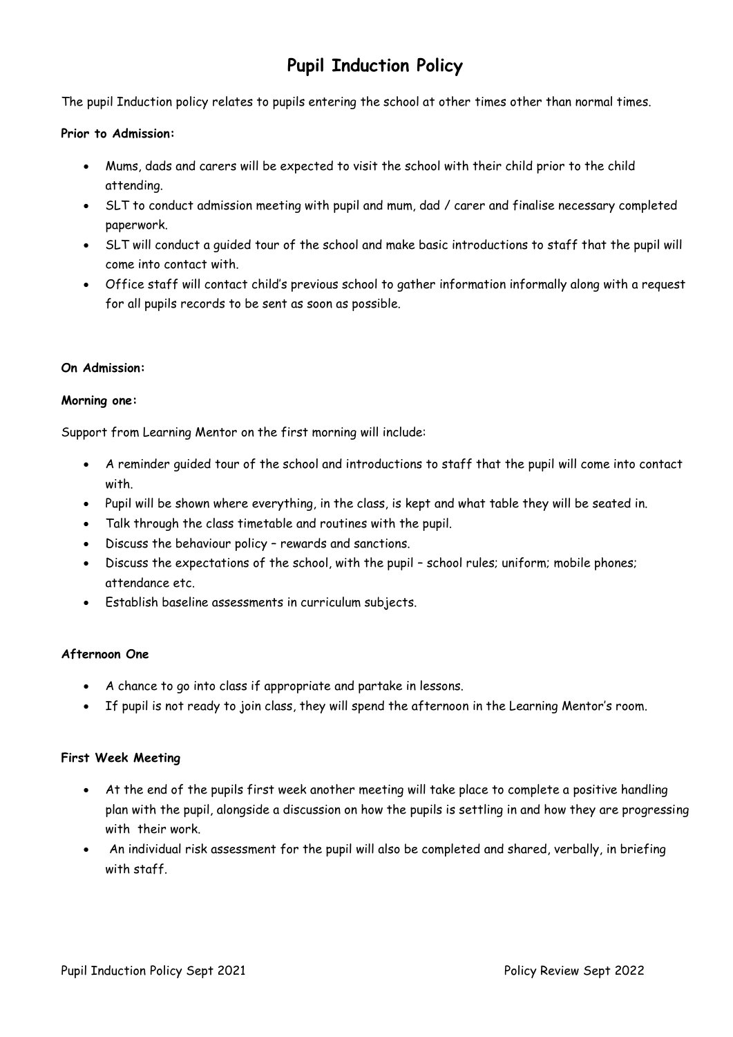# Pupil Induction Policy

The pupil Induction policy relates to pupils entering the school at other times other than normal times.

**Prior to Admission:**

- Mums, dads and carers will be expected to visit the school with their child prior to the child attending.
- SLT to conduct admission meeting with pupil and mum, dad / carer and finalise necessary completed paperwork.
- SLT will conduct a guided tour of the school and make basic introductions to staff that the pupil will come into contact with.
- Office staff will contact child's previous school to gather information informally along with a request for all pupils records to be sent as soon as possible.

**On Admission:**

**Morning one:**

Support from Learning Mentor on the first morning will include:

- A reminder guided tour of the school and introductions to staff that the pupil will come into contact with.
- Pupil will be shown where everything, in the class, is kept and what table they will be seated in.
- Talk through the class timetable and routines with the pupil.
- Discuss the behaviour policy – rewards and sanctions.
- Discuss the expectations of the school, with the pupil – school rules; uniform; mobile phones; attendance etc.
- Establish baseline assessments in curriculum subjects.

**Afternoon One**

- A chance to go into class if appropriate and partake in lessons.
- If pupil is not ready to join class, they will spend the afternoon in the Learning Mentor's room.

**First Week Meeting**

- At the end of the pupils first week another meeting will take place to complete a positive handling plan with the pupil, alongside a discussion on how the pupils is settling in and how they are progressing with their work.
- An individual risk assessment for the pupil will also be completed and shared, verbally, in briefing with staff.

Pupil Induction Policy Sept 2021 Policy Review Sept 2022